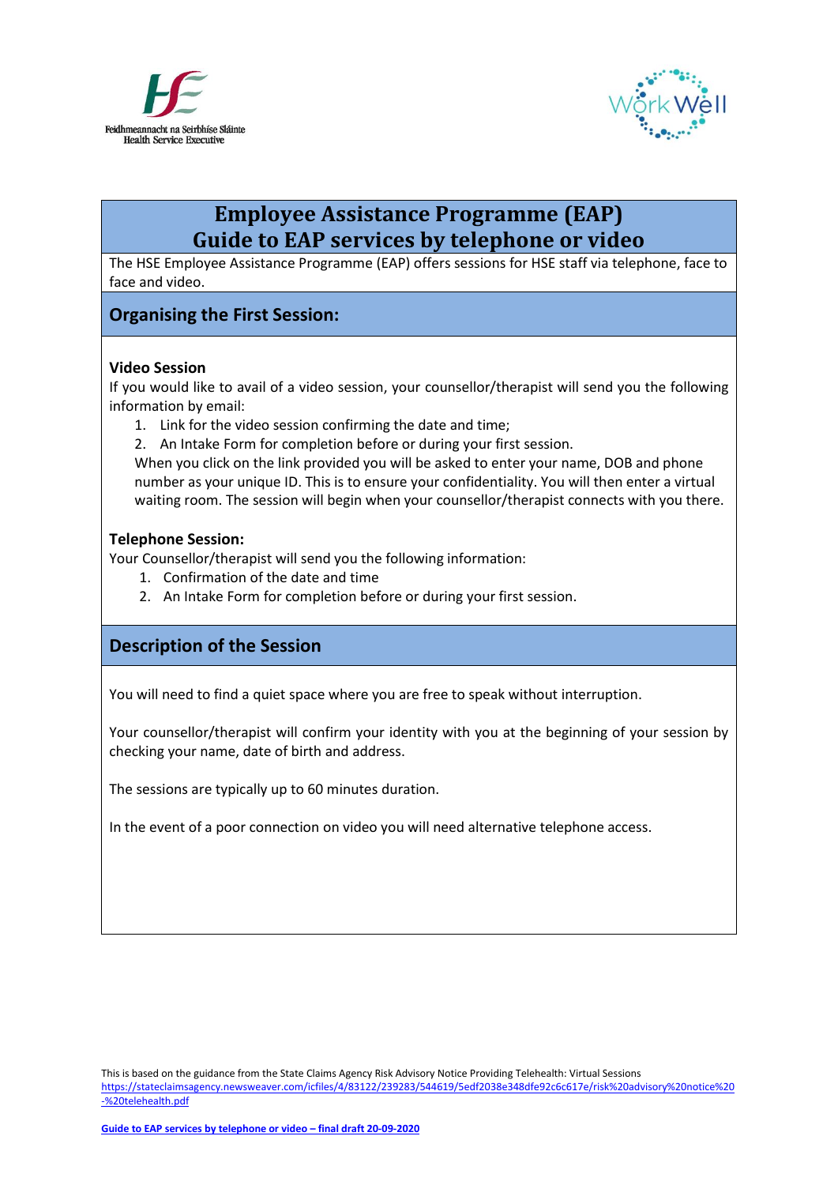Feidhmeannacht na Seirbhíse Sláinte
Health Service Executive

WorkWell

# Employee Assistance Programme (EAP)
# Guide to EAP services by telephone or video

The HSE Employee Assistance Programme (EAP) offers sessions for HSE staff via telephone, face to face and video.

## Organising the First Session:

### Video Session

If you would like to avail of a video session, your counsellor/therapist will send you the following information by email:

1. Link for the video session confirming the date and time;
2. An Intake Form for completion before or during your first session.

When you click on the link provided you will be asked to enter your name, DOB and phone number as your unique ID. This is to ensure your confidentiality. You will then enter a virtual waiting room. The session will begin when your counsellor/therapist connects with you there.

### Telephone Session:

Your Counsellor/therapist will send you the following information:

1. Confirmation of the date and time
2. An Intake Form for completion before or during your first session.

## Description of the Session

You will need to find a quiet space where you are free to speak without interruption.

Your counsellor/therapist will confirm your identity with you at the beginning of your session by checking your name, date of birth and address.

The sessions are typically up to 60 minutes duration.

In the event of a poor connection on video you will need alternative telephone access.

This is based on the guidance from the State Claims Agency Risk Advisory Notice Providing Telehealth: Virtual Sessions
https://stateclaimsagency.newsweaver.com/icfiles/4/83122/239283/544619/5edf2038e348dfe92c6c617e/risk%20advisory%20notice%20-%20telehealth.pdf

**Guide to EAP services by telephone or video – final draft 20-09-2020**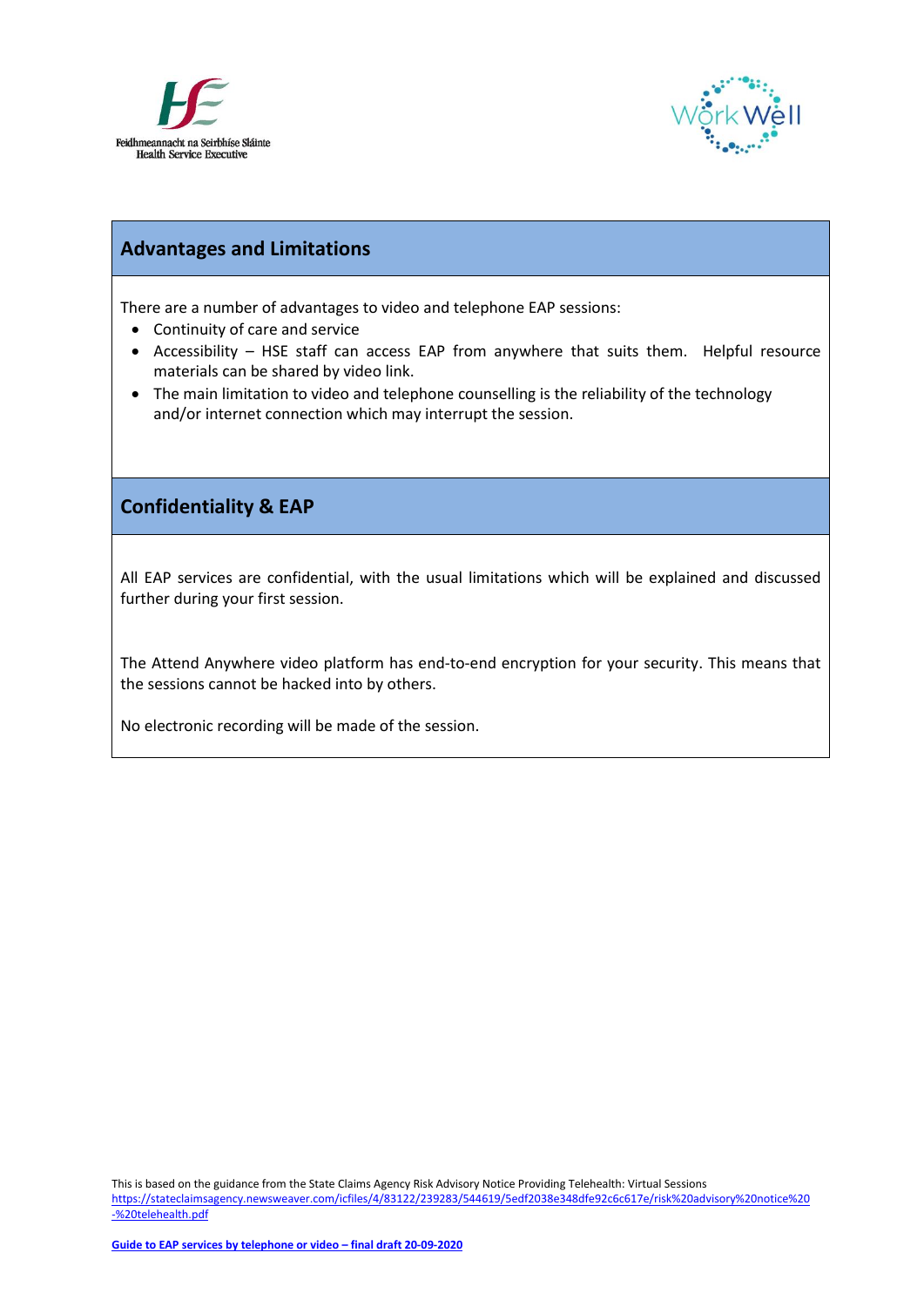## Advantages and Limitations

There are a number of advantages to video and telephone EAP sessions:

- Continuity of care and service
- Accessibility – HSE staff can access EAP from anywhere that suits them. Helpful resource materials can be shared by video link.
- The main limitation to video and telephone counselling is the reliability of the technology and/or internet connection which may interrupt the session.

## Confidentiality & EAP

All EAP services are confidential, with the usual limitations which will be explained and discussed further during your first session.

The Attend Anywhere video platform has end-to-end encryption for your security. This means that the sessions cannot be hacked into by others.

No electronic recording will be made of the session.

This is based on the guidance from the State Claims Agency Risk Advisory Notice Providing Telehealth: Virtual Sessions
https://stateclaimsagency.newsweaver.com/icfiles/4/83122/239283/544619/5edf2038e348dfe92c6c617e/risk%20advisory%20notice%20-%20telehealth.pdf

**Guide to EAP services by telephone or video – final draft 20-09-2020**